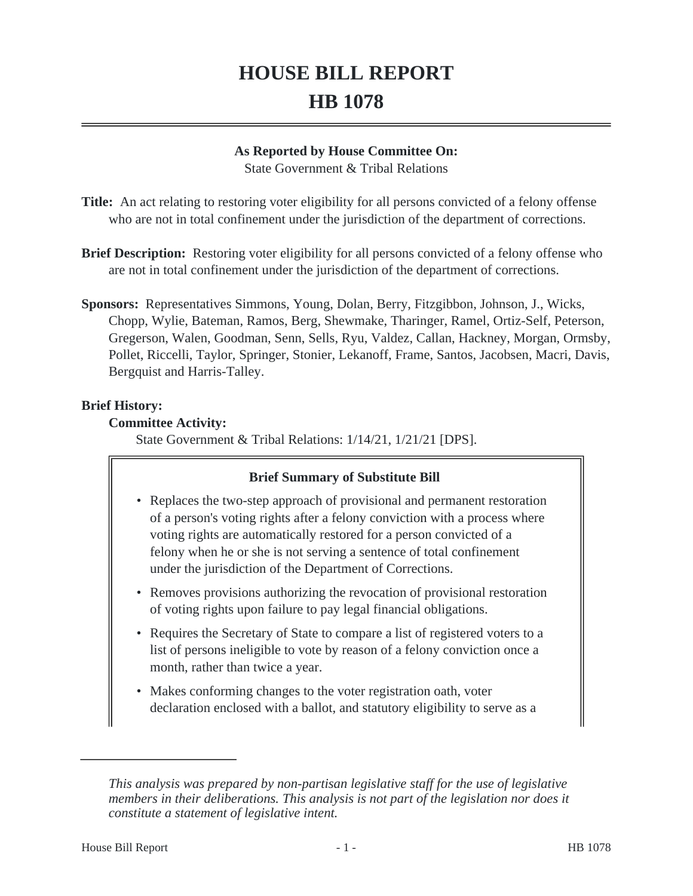# HOUSE BILL REPORT

# HB 1078

**As Reported by House Committee On:**
State Government & Tribal Relations

**Title:** An act relating to restoring voter eligibility for all persons convicted of a felony offense who are not in total confinement under the jurisdiction of the department of corrections.

**Brief Description:** Restoring voter eligibility for all persons convicted of a felony offense who are not in total confinement under the jurisdiction of the department of corrections.

**Sponsors:** Representatives Simmons, Young, Dolan, Berry, Fitzgibbon, Johnson, J., Wicks, Chopp, Wylie, Bateman, Ramos, Berg, Shewmake, Tharinger, Ramel, Ortiz-Self, Peterson, Gregerson, Walen, Goodman, Senn, Sells, Ryu, Valdez, Callan, Hackney, Morgan, Ormsby, Pollet, Riccelli, Taylor, Springer, Stonier, Lekanoff, Frame, Santos, Jacobsen, Macri, Davis, Bergquist and Harris-Talley.

**Brief History:**

**Committee Activity:**

State Government & Tribal Relations: 1/14/21, 1/21/21 [DPS].

**Brief Summary of Substitute Bill**

- Replaces the two-step approach of provisional and permanent restoration of a person's voting rights after a felony conviction with a process where voting rights are automatically restored for a person convicted of a felony when he or she is not serving a sentence of total confinement under the jurisdiction of the Department of Corrections.
- Removes provisions authorizing the revocation of provisional restoration of voting rights upon failure to pay legal financial obligations.
- Requires the Secretary of State to compare a list of registered voters to a list of persons ineligible to vote by reason of a felony conviction once a month, rather than twice a year.
- Makes conforming changes to the voter registration oath, voter declaration enclosed with a ballot, and statutory eligibility to serve as a

*This analysis was prepared by non-partisan legislative staff for the use of legislative members in their deliberations. This analysis is not part of the legislation nor does it constitute a statement of legislative intent.*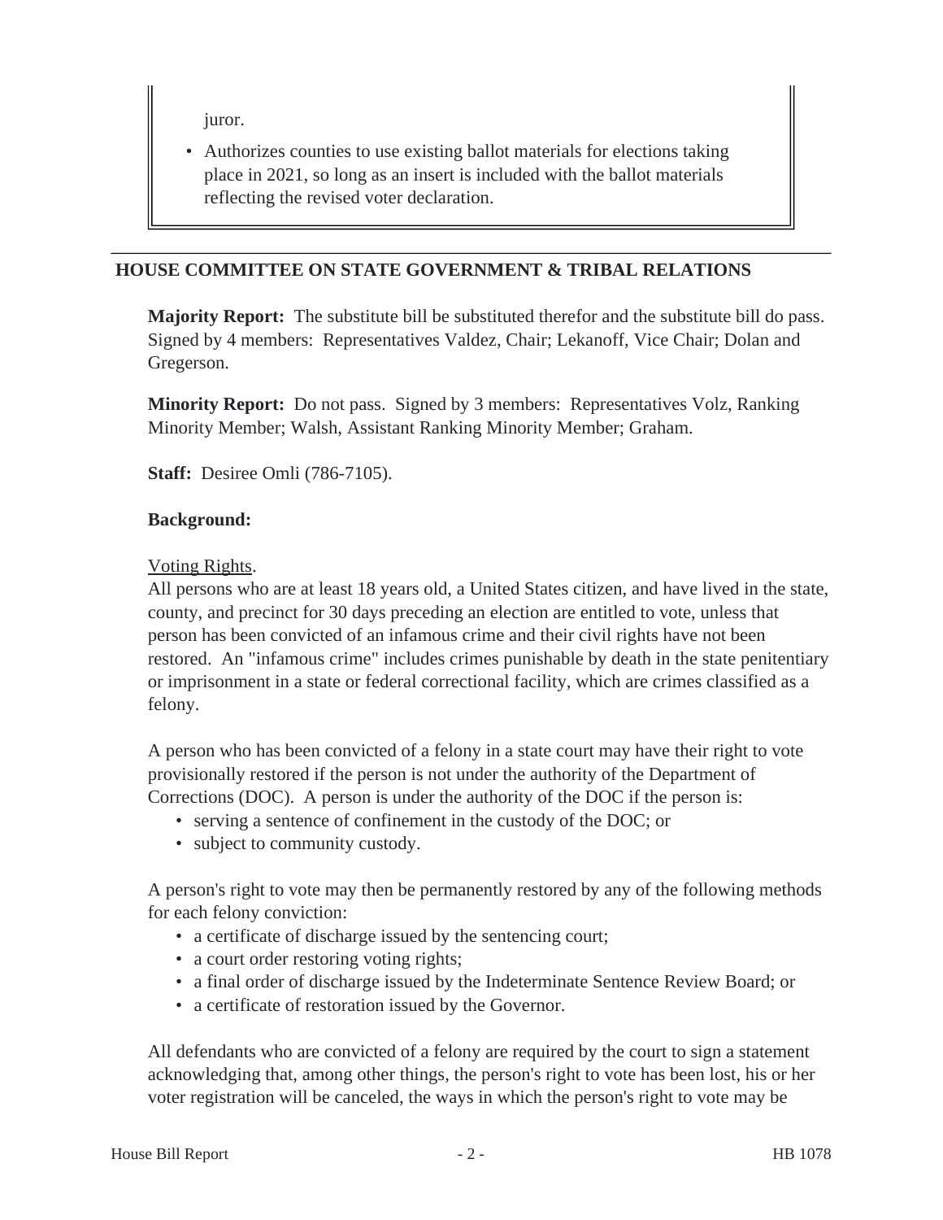juror.

- Authorizes counties to use existing ballot materials for elections taking place in 2021, so long as an insert is included with the ballot materials reflecting the revised voter declaration.

---

## HOUSE COMMITTEE ON STATE GOVERNMENT & TRIBAL RELATIONS

**Majority Report:** The substitute bill be substituted therefor and the substitute bill do pass. Signed by 4 members: Representatives Valdez, Chair; Lekanoff, Vice Chair; Dolan and Gregerson.

**Minority Report:** Do not pass. Signed by 3 members: Representatives Volz, Ranking Minority Member; Walsh, Assistant Ranking Minority Member; Graham.

**Staff:** Desiree Omli (786-7105).

**Background:**

Voting Rights.

All persons who are at least 18 years old, a United States citizen, and have lived in the state, county, and precinct for 30 days preceding an election are entitled to vote, unless that person has been convicted of an infamous crime and their civil rights have not been restored. An "infamous crime" includes crimes punishable by death in the state penitentiary or imprisonment in a state or federal correctional facility, which are crimes classified as a felony.

A person who has been convicted of a felony in a state court may have their right to vote provisionally restored if the person is not under the authority of the Department of Corrections (DOC). A person is under the authority of the DOC if the person is:

- serving a sentence of confinement in the custody of the DOC; or
- subject to community custody.

A person's right to vote may then be permanently restored by any of the following methods for each felony conviction:

- a certificate of discharge issued by the sentencing court;
- a court order restoring voting rights;
- a final order of discharge issued by the Indeterminate Sentence Review Board; or
- a certificate of restoration issued by the Governor.

All defendants who are convicted of a felony are required by the court to sign a statement acknowledging that, among other things, the person's right to vote has been lost, his or her voter registration will be canceled, the ways in which the person's right to vote may be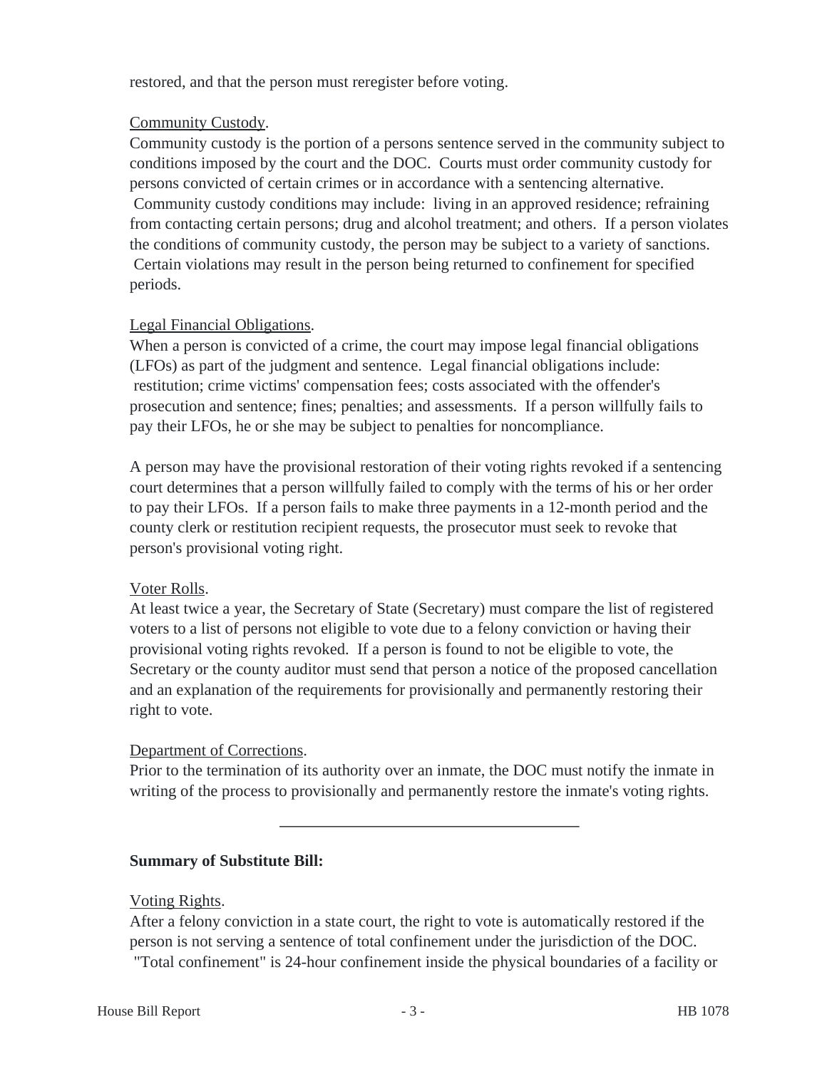restored, and that the person must reregister before voting.

Community Custody.

Community custody is the portion of a persons sentence served in the community subject to conditions imposed by the court and the DOC. Courts must order community custody for persons convicted of certain crimes or in accordance with a sentencing alternative. Community custody conditions may include: living in an approved residence; refraining from contacting certain persons; drug and alcohol treatment; and others. If a person violates the conditions of community custody, the person may be subject to a variety of sanctions. Certain violations may result in the person being returned to confinement for specified periods.

Legal Financial Obligations.

When a person is convicted of a crime, the court may impose legal financial obligations (LFOs) as part of the judgment and sentence. Legal financial obligations include: restitution; crime victims' compensation fees; costs associated with the offender's prosecution and sentence; fines; penalties; and assessments. If a person willfully fails to pay their LFOs, he or she may be subject to penalties for noncompliance.

A person may have the provisional restoration of their voting rights revoked if a sentencing court determines that a person willfully failed to comply with the terms of his or her order to pay their LFOs. If a person fails to make three payments in a 12-month period and the county clerk or restitution recipient requests, the prosecutor must seek to revoke that person's provisional voting right.

Voter Rolls.

At least twice a year, the Secretary of State (Secretary) must compare the list of registered voters to a list of persons not eligible to vote due to a felony conviction or having their provisional voting rights revoked. If a person is found to not be eligible to vote, the Secretary or the county auditor must send that person a notice of the proposed cancellation and an explanation of the requirements for provisionally and permanently restoring their right to vote.

Department of Corrections.

Prior to the termination of its authority over an inmate, the DOC must notify the inmate in writing of the process to provisionally and permanently restore the inmate's voting rights.

---

**Summary of Substitute Bill:**

Voting Rights.

After a felony conviction in a state court, the right to vote is automatically restored if the person is not serving a sentence of total confinement under the jurisdiction of the DOC. "Total confinement" is 24-hour confinement inside the physical boundaries of a facility or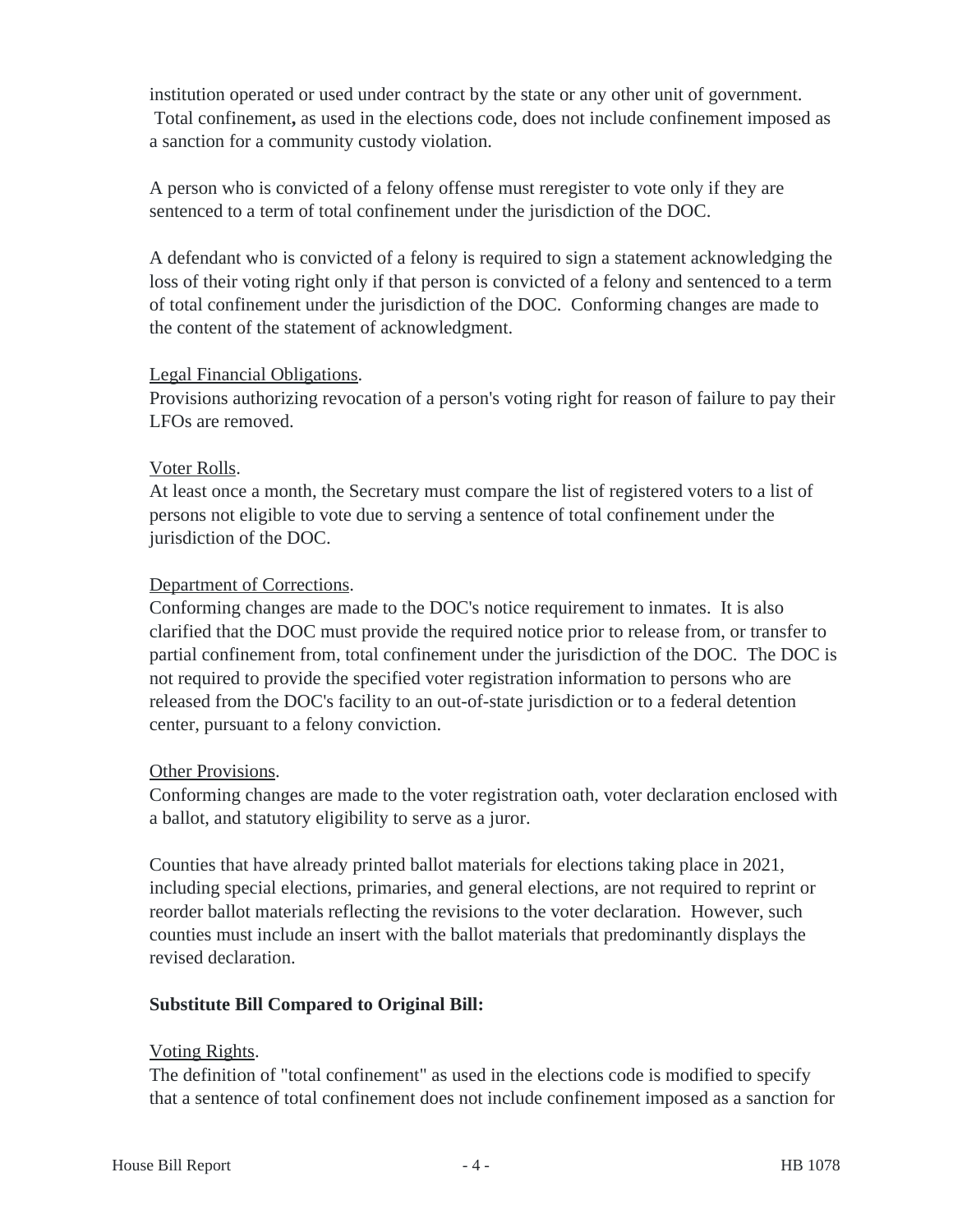institution operated or used under contract by the state or any other unit of government. Total confinement**,** as used in the elections code, does not include confinement imposed as a sanction for a community custody violation.

A person who is convicted of a felony offense must reregister to vote only if they are sentenced to a term of total confinement under the jurisdiction of the DOC.

A defendant who is convicted of a felony is required to sign a statement acknowledging the loss of their voting right only if that person is convicted of a felony and sentenced to a term of total confinement under the jurisdiction of the DOC. Conforming changes are made to the content of the statement of acknowledgment.

Legal Financial Obligations.
Provisions authorizing revocation of a person's voting right for reason of failure to pay their LFOs are removed.

Voter Rolls.
At least once a month, the Secretary must compare the list of registered voters to a list of persons not eligible to vote due to serving a sentence of total confinement under the jurisdiction of the DOC.

Department of Corrections.
Conforming changes are made to the DOC's notice requirement to inmates. It is also clarified that the DOC must provide the required notice prior to release from, or transfer to partial confinement from, total confinement under the jurisdiction of the DOC. The DOC is not required to provide the specified voter registration information to persons who are released from the DOC's facility to an out-of-state jurisdiction or to a federal detention center, pursuant to a felony conviction.

Other Provisions.
Conforming changes are made to the voter registration oath, voter declaration enclosed with a ballot, and statutory eligibility to serve as a juror.

Counties that have already printed ballot materials for elections taking place in 2021, including special elections, primaries, and general elections, are not required to reprint or reorder ballot materials reflecting the revisions to the voter declaration. However, such counties must include an insert with the ballot materials that predominantly displays the revised declaration.

**Substitute Bill Compared to Original Bill:**

Voting Rights.
The definition of "total confinement" as used in the elections code is modified to specify that a sentence of total confinement does not include confinement imposed as a sanction for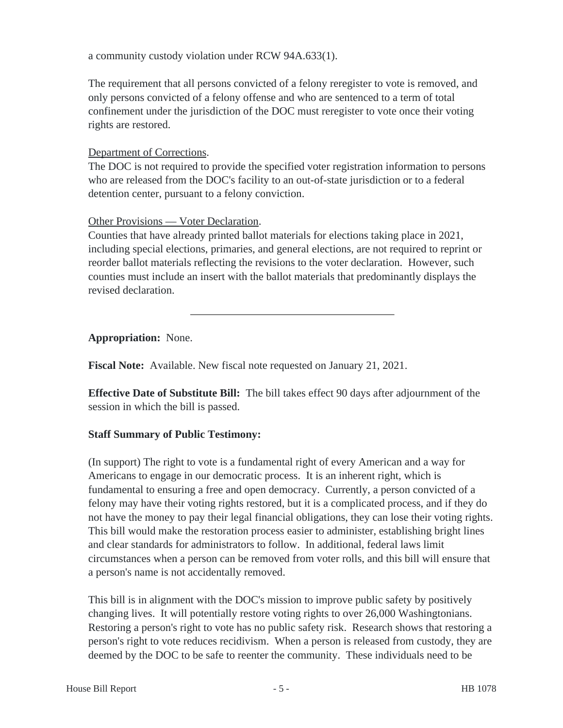a community custody violation under RCW 94A.633(1).

The requirement that all persons convicted of a felony reregister to vote is removed, and only persons convicted of a felony offense and who are sentenced to a term of total confinement under the jurisdiction of the DOC must reregister to vote once their voting rights are restored.

Department of Corrections.

The DOC is not required to provide the specified voter registration information to persons who are released from the DOC's facility to an out-of-state jurisdiction or to a federal detention center, pursuant to a felony conviction.

Other Provisions — Voter Declaration.

Counties that have already printed ballot materials for elections taking place in 2021, including special elections, primaries, and general elections, are not required to reprint or reorder ballot materials reflecting the revisions to the voter declaration. However, such counties must include an insert with the ballot materials that predominantly displays the revised declaration.

---

**Appropriation:** None.

**Fiscal Note:** Available. New fiscal note requested on January 21, 2021.

**Effective Date of Substitute Bill:** The bill takes effect 90 days after adjournment of the session in which the bill is passed.

**Staff Summary of Public Testimony:**

(In support) The right to vote is a fundamental right of every American and a way for Americans to engage in our democratic process. It is an inherent right, which is fundamental to ensuring a free and open democracy. Currently, a person convicted of a felony may have their voting rights restored, but it is a complicated process, and if they do not have the money to pay their legal financial obligations, they can lose their voting rights. This bill would make the restoration process easier to administer, establishing bright lines and clear standards for administrators to follow. In additional, federal laws limit circumstances when a person can be removed from voter rolls, and this bill will ensure that a person's name is not accidentally removed.

This bill is in alignment with the DOC's mission to improve public safety by positively changing lives. It will potentially restore voting rights to over 26,000 Washingtonians. Restoring a person's right to vote has no public safety risk. Research shows that restoring a person's right to vote reduces recidivism. When a person is released from custody, they are deemed by the DOC to be safe to reenter the community. These individuals need to be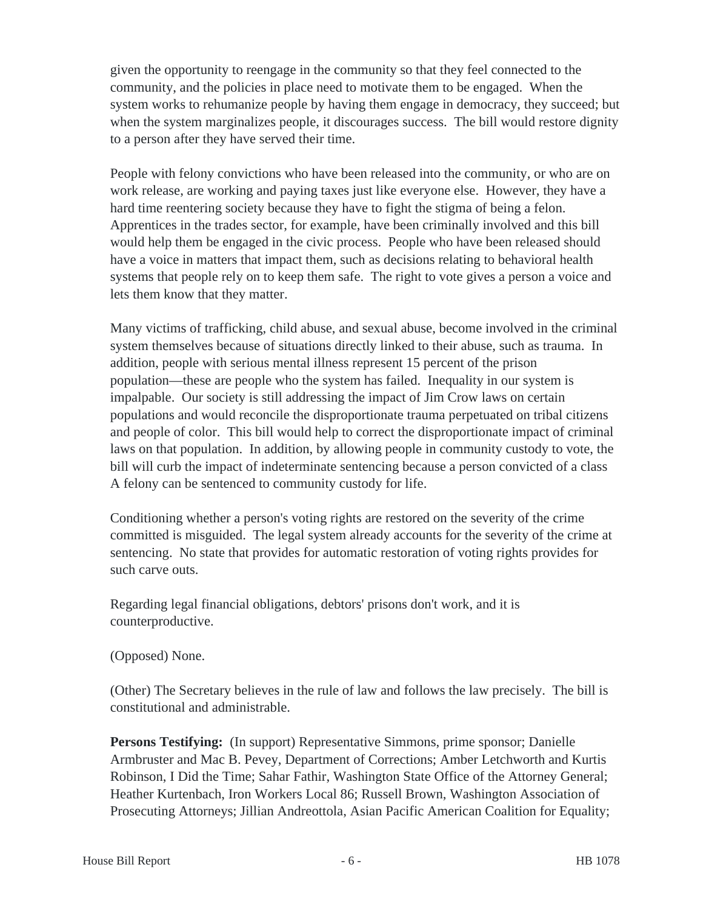given the opportunity to reengage in the community so that they feel connected to the community, and the policies in place need to motivate them to be engaged. When the system works to rehumanize people by having them engage in democracy, they succeed; but when the system marginalizes people, it discourages success. The bill would restore dignity to a person after they have served their time.

People with felony convictions who have been released into the community, or who are on work release, are working and paying taxes just like everyone else. However, they have a hard time reentering society because they have to fight the stigma of being a felon. Apprentices in the trades sector, for example, have been criminally involved and this bill would help them be engaged in the civic process. People who have been released should have a voice in matters that impact them, such as decisions relating to behavioral health systems that people rely on to keep them safe. The right to vote gives a person a voice and lets them know that they matter.

Many victims of trafficking, child abuse, and sexual abuse, become involved in the criminal system themselves because of situations directly linked to their abuse, such as trauma. In addition, people with serious mental illness represent 15 percent of the prison population—these are people who the system has failed. Inequality in our system is impalpable. Our society is still addressing the impact of Jim Crow laws on certain populations and would reconcile the disproportionate trauma perpetuated on tribal citizens and people of color. This bill would help to correct the disproportionate impact of criminal laws on that population. In addition, by allowing people in community custody to vote, the bill will curb the impact of indeterminate sentencing because a person convicted of a class A felony can be sentenced to community custody for life.

Conditioning whether a person's voting rights are restored on the severity of the crime committed is misguided. The legal system already accounts for the severity of the crime at sentencing. No state that provides for automatic restoration of voting rights provides for such carve outs.

Regarding legal financial obligations, debtors' prisons don't work, and it is counterproductive.

(Opposed) None.

(Other) The Secretary believes in the rule of law and follows the law precisely. The bill is constitutional and administrable.

**Persons Testifying:** (In support) Representative Simmons, prime sponsor; Danielle Armbruster and Mac B. Pevey, Department of Corrections; Amber Letchworth and Kurtis Robinson, I Did the Time; Sahar Fathir, Washington State Office of the Attorney General; Heather Kurtenbach, Iron Workers Local 86; Russell Brown, Washington Association of Prosecuting Attorneys; Jillian Andreottola, Asian Pacific American Coalition for Equality;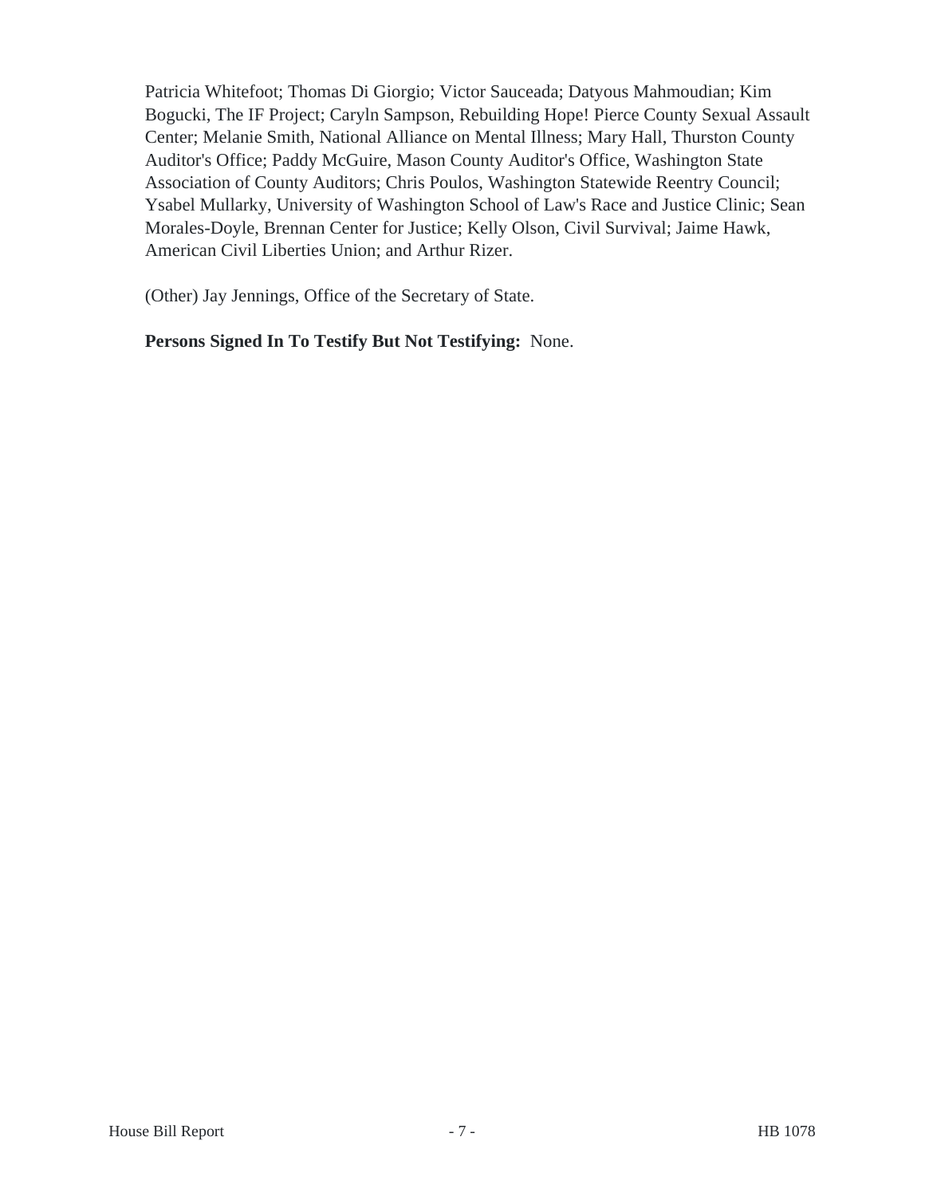Patricia Whitefoot; Thomas Di Giorgio; Victor Sauceada; Datyous Mahmoudian; Kim Bogucki, The IF Project; Caryln Sampson, Rebuilding Hope! Pierce County Sexual Assault Center; Melanie Smith, National Alliance on Mental Illness; Mary Hall, Thurston County Auditor's Office; Paddy McGuire, Mason County Auditor's Office, Washington State Association of County Auditors; Chris Poulos, Washington Statewide Reentry Council; Ysabel Mullarky, University of Washington School of Law's Race and Justice Clinic; Sean Morales-Doyle, Brennan Center for Justice; Kelly Olson, Civil Survival; Jaime Hawk, American Civil Liberties Union; and Arthur Rizer.

(Other) Jay Jennings, Office of the Secretary of State.

**Persons Signed In To Testify But Not Testifying:** None.